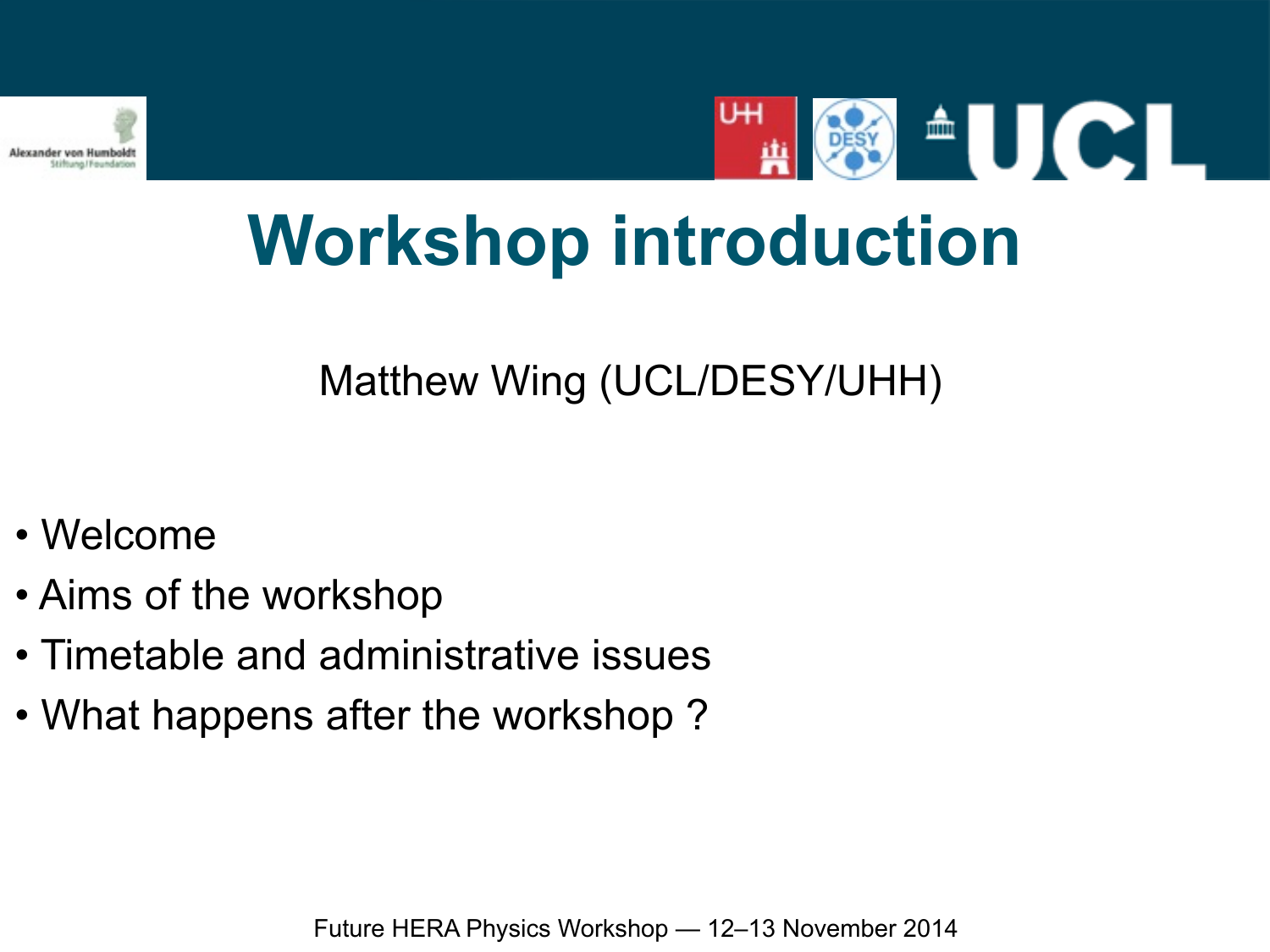# Workshop introduction

Matthew Wing (UCL/DESY/UHH)

- Welcome
- Aims of the workshop
- Timetable and administrative issues
- What happens after the workshop ?

Future HERA Physics Workshop — 12–13 November 2014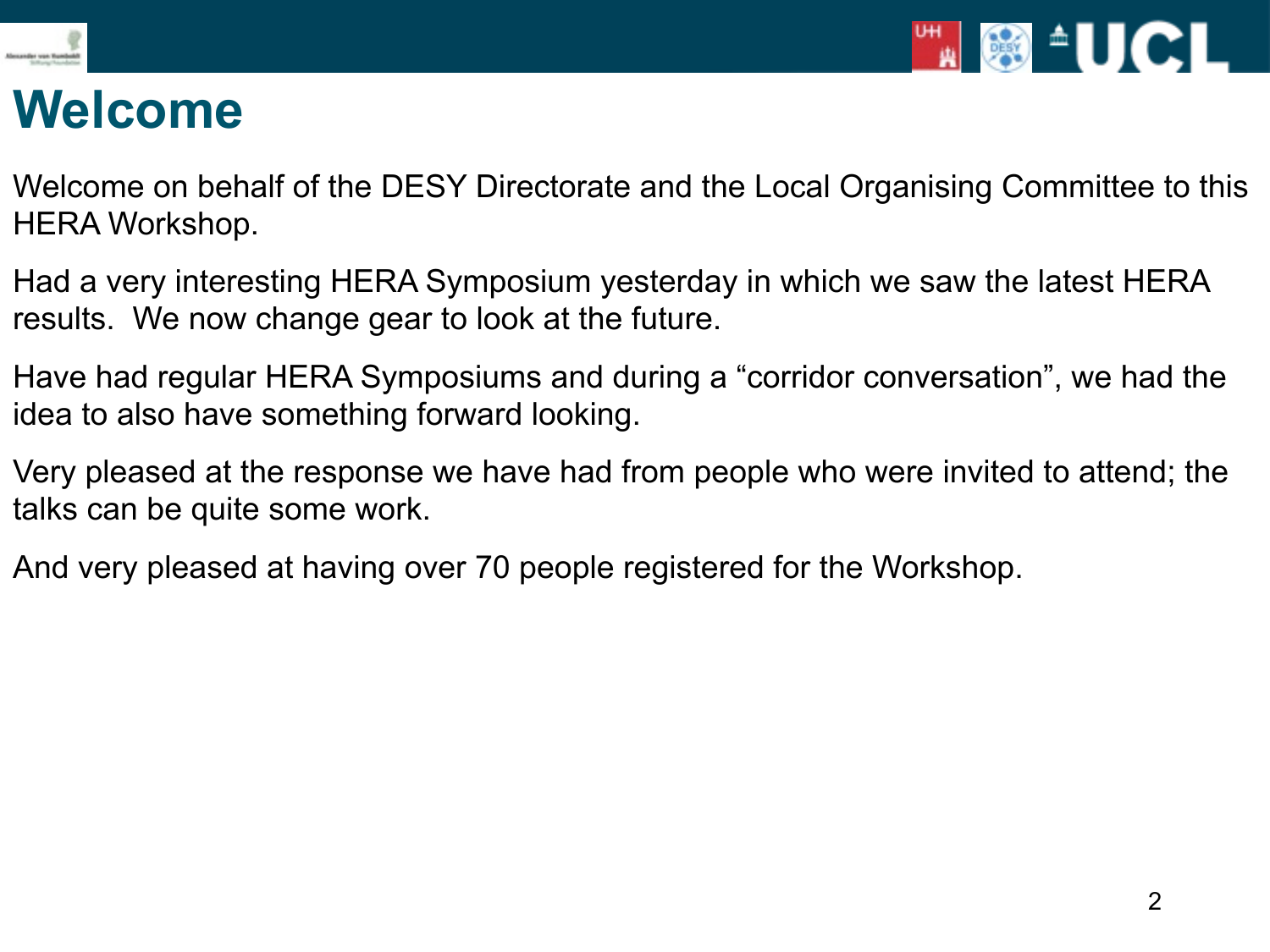# Welcome

Welcome on behalf of the DESY Directorate and the Local Organising Committee to this HERA Workshop.

Had a very interesting HERA Symposium yesterday in which we saw the latest HERA results. We now change gear to look at the future.

Have had regular HERA Symposiums and during a “corridor conversation”, we had the idea to also have something forward looking.

Very pleased at the response we have had from people who were invited to attend; the talks can be quite some work.

And very pleased at having over 70 people registered for the Workshop.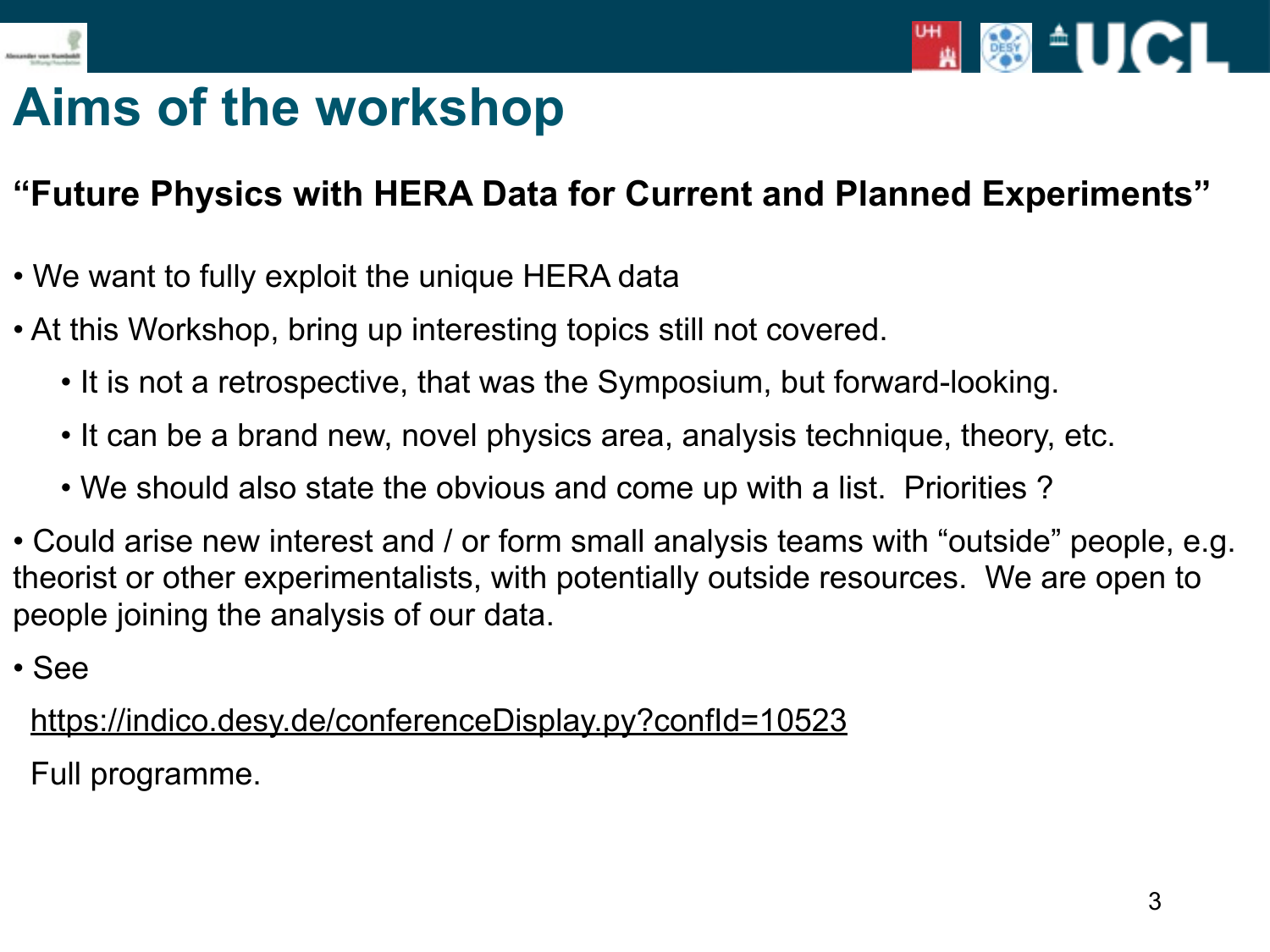# Aims of the workshop

**"Future Physics with HERA Data for Current and Planned Experiments"**

- We want to fully exploit the unique HERA data
- At this Workshop, bring up interesting topics still not covered.
  - It is not a retrospective, that was the Symposium, but forward-looking.
  - It can be a brand new, novel physics area, analysis technique, theory, etc.
  - We should also state the obvious and come up with a list. Priorities ?
- Could arise new interest and / or form small analysis teams with "outside" people, e.g. theorist or other experimentalists, with potentially outside resources. We are open to people joining the analysis of our data.
- See

  https://indico.desy.de/conferenceDisplay.py?confId=10523

  Full programme.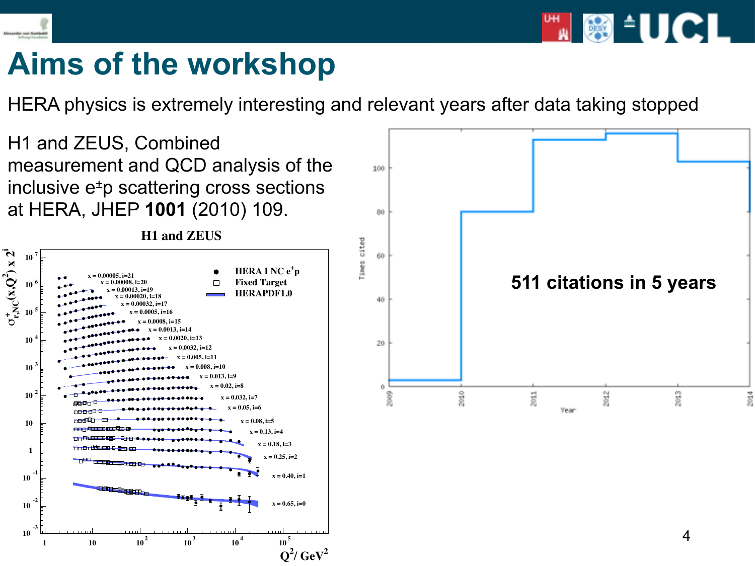# Aims of the workshop

HERA physics is extremely interesting and relevant years after data taking stopped

H1 and ZEUS, Combined measurement and QCD analysis of the inclusive $e^{\pm}p$ scattering cross sections at HERA, JHEP **1001** (2010) 109.

**511 citations in 5 years**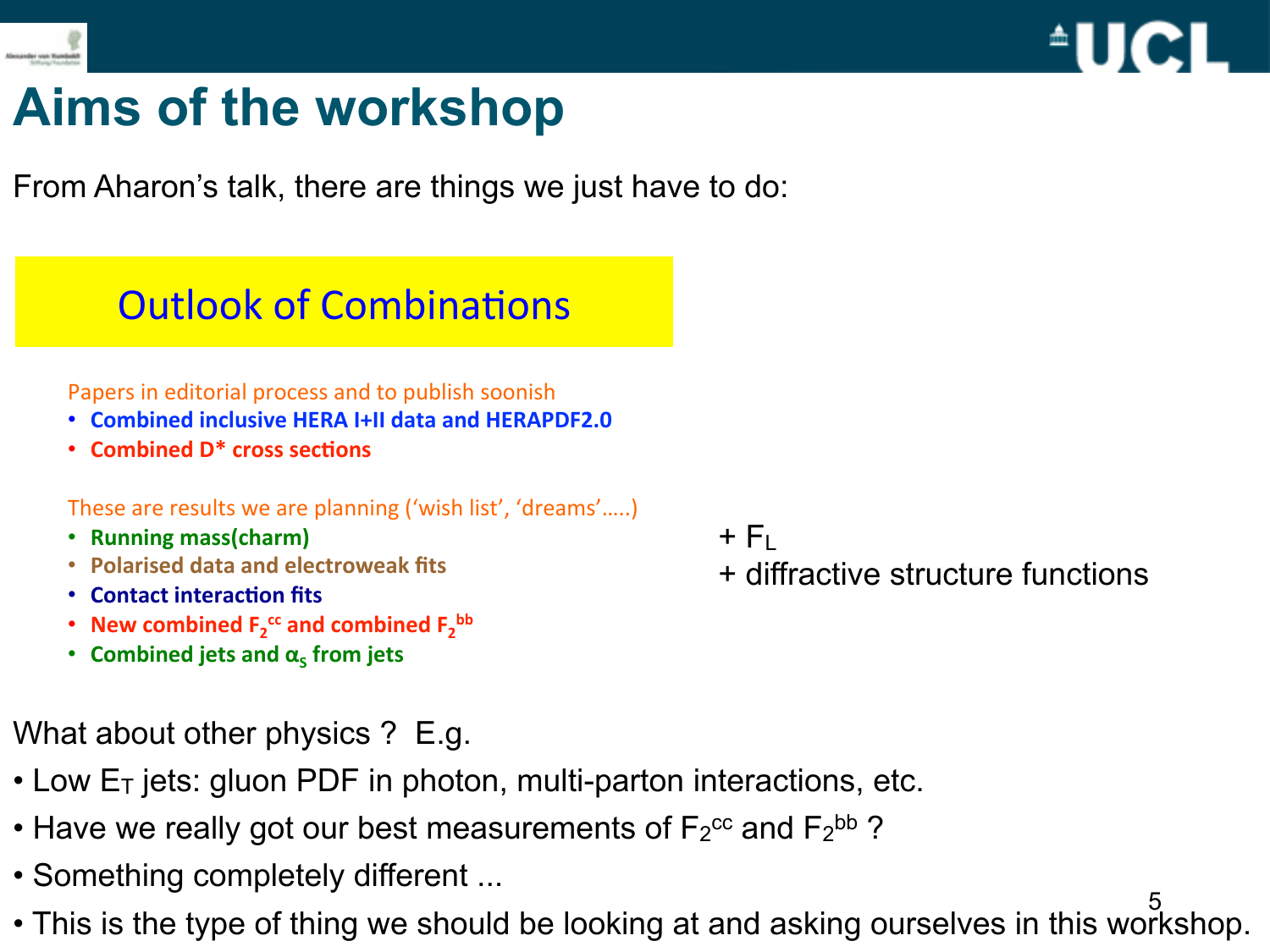# Aims of the workshop

From Aharon's talk, there are things we just have to do:

## Outlook of Combinations

Papers in editorial process and to publish soonish

- **Combined inclusive HERA I+II data and HERAPDF2.0**
- **Combined D* cross sections**

These are results we are planning ('wish list', 'dreams'…..)

- **Running mass(charm)**
- **Polarised data and electroweak fits**
- **Contact interaction fits**
- **New combined $F_2^{cc}$ and combined $F_2^{bb}$**
- **Combined jets and $\alpha_S$ from jets**

+ $F_L$
+ diffractive structure functions

What about other physics ? E.g.

- Low $E_T$ jets: gluon PDF in photon, multi-parton interactions, etc.
- Have we really got our best measurements of $F_2^{cc}$ and $F_2^{bb}$ ?
- Something completely different ...
- This is the type of thing we should be looking at and asking ourselves in this workshop.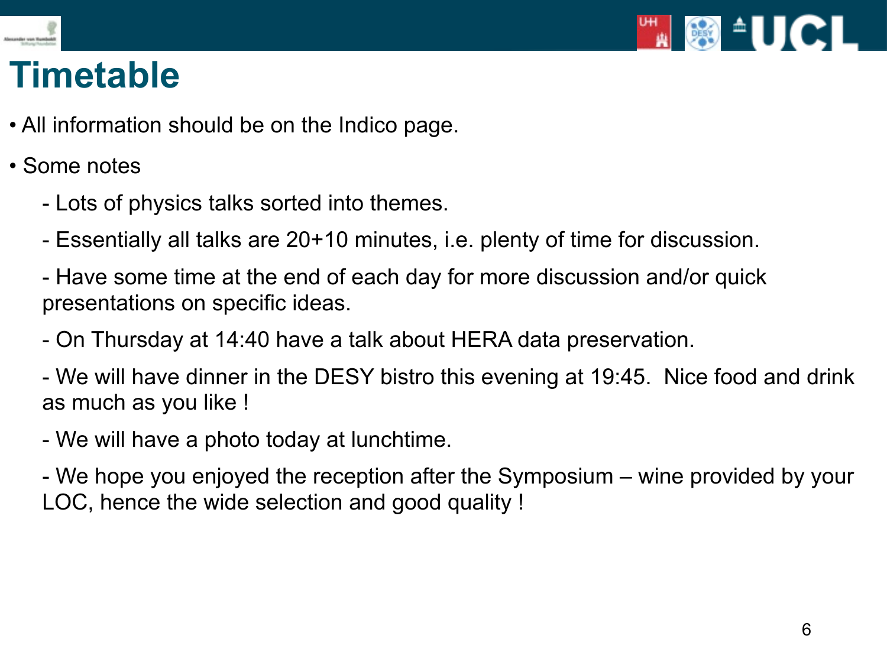# Timetable

- All information should be on the Indico page.
- Some notes
  - Lots of physics talks sorted into themes.
  - Essentially all talks are 20+10 minutes, i.e. plenty of time for discussion.
  - Have some time at the end of each day for more discussion and/or quick presentations on specific ideas.
  - On Thursday at 14:40 have a talk about HERA data preservation.
  - We will have dinner in the DESY bistro this evening at 19:45. Nice food and drink as much as you like !
  - We will have a photo today at lunchtime.
  - We hope you enjoyed the reception after the Symposium – wine provided by your LOC, hence the wide selection and good quality !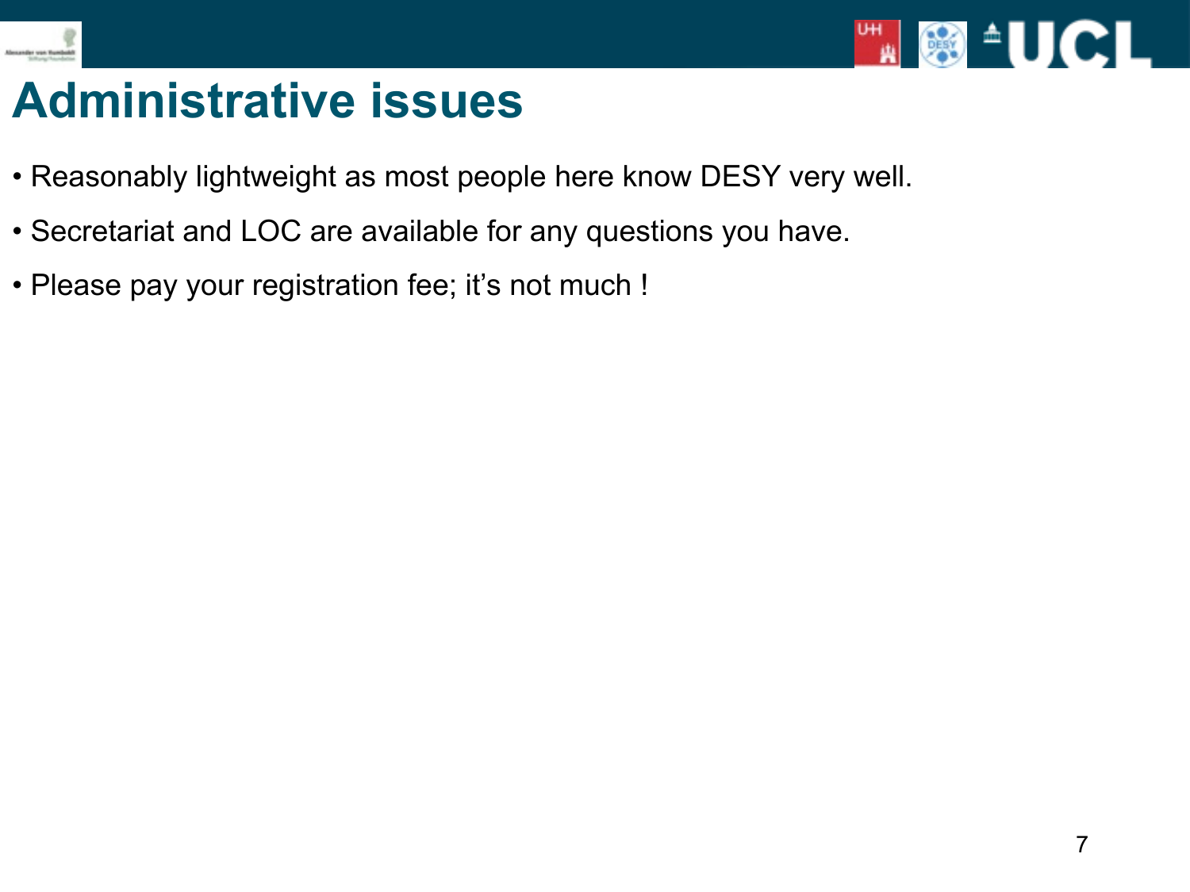# Administrative issues

- Reasonably lightweight as most people here know DESY very well.
- Secretariat and LOC are available for any questions you have.
- Please pay your registration fee; it's not much !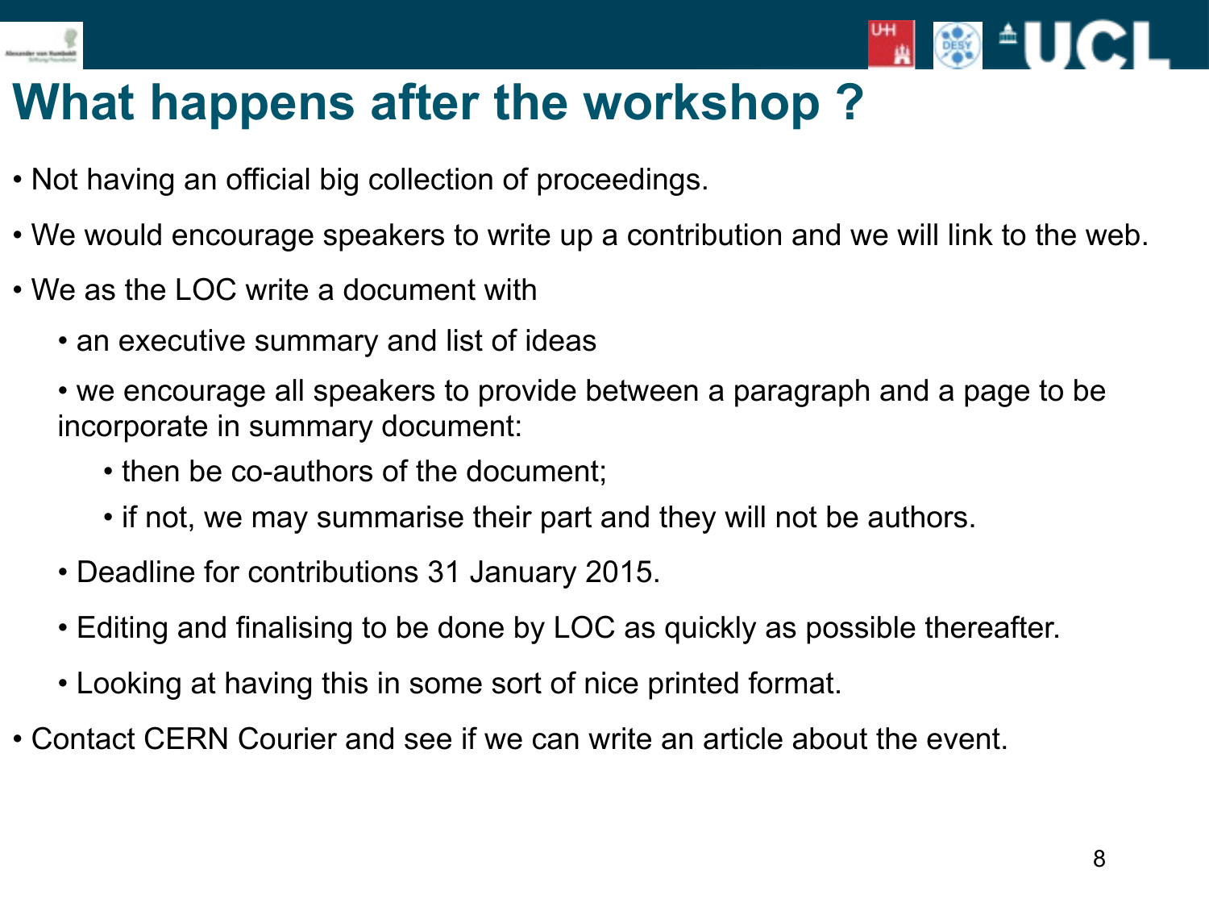# What happens after the workshop ?

- Not having an official big collection of proceedings.
- We would encourage speakers to write up a contribution and we will link to the web.
- We as the LOC write a document with
  - an executive summary and list of ideas
  - we encourage all speakers to provide between a paragraph and a page to be incorporate in summary document:
    - then be co-authors of the document;
    - if not, we may summarise their part and they will not be authors.
  - Deadline for contributions 31 January 2015.
  - Editing and finalising to be done by LOC as quickly as possible thereafter.
  - Looking at having this in some sort of nice printed format.
- Contact CERN Courier and see if we can write an article about the event.